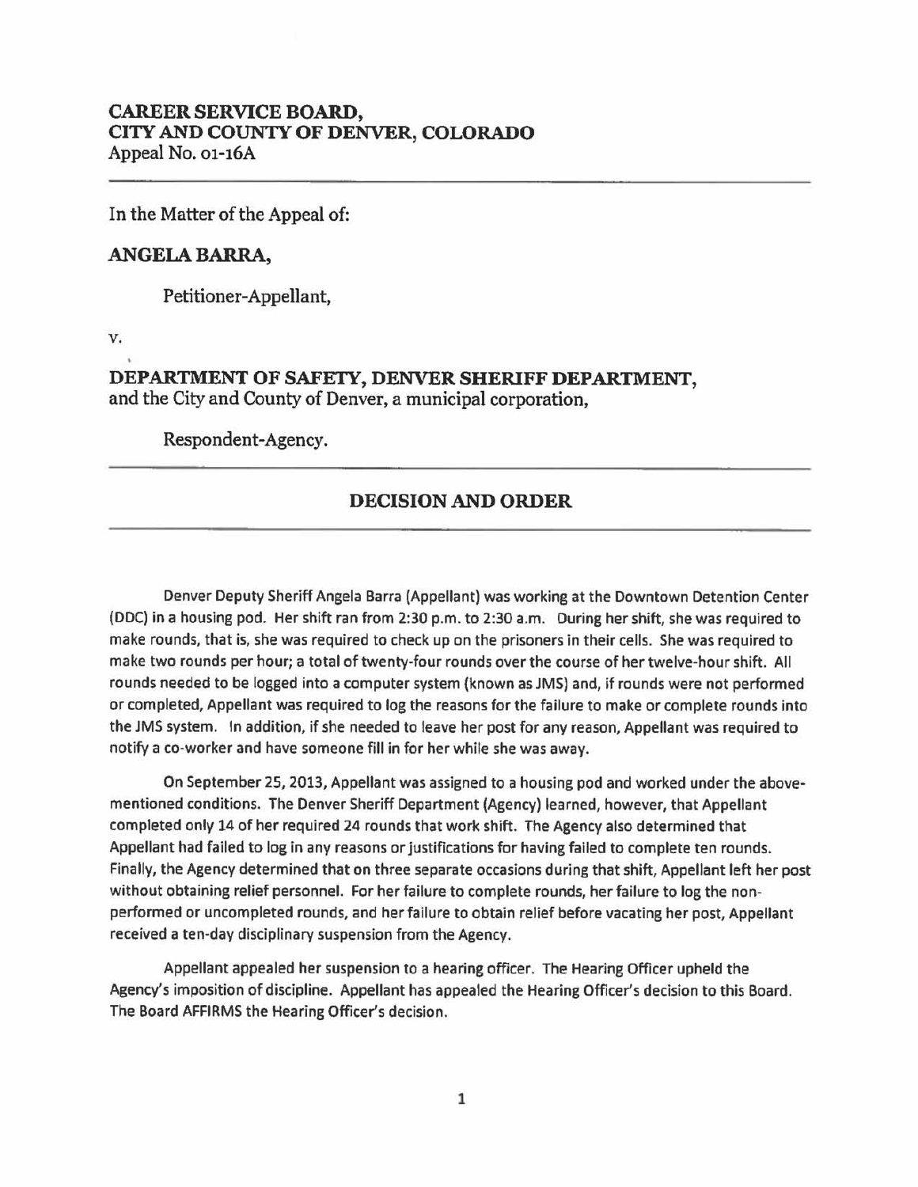**CAREER SERVICE BOARD,**
**CITY AND COUNTY OF DENVER, COLORADO**
Appeal No. 01-16A

---

In the Matter of the Appeal of:

**ANGELA BARRA,**

Petitioner-Appellant,

v.

**DEPARTMENT OF SAFETY, DENVER SHERIFF DEPARTMENT,**
and the City and County of Denver, a municipal corporation,

Respondent-Agency.

---

## DECISION AND ORDER

---

Denver Deputy Sheriff Angela Barra (Appellant) was working at the Downtown Detention Center (DDC) in a housing pod. Her shift ran from 2:30 p.m. to 2:30 a.m. During her shift, she was required to make rounds, that is, she was required to check up on the prisoners in their cells. She was required to make two rounds per hour; a total of twenty-four rounds over the course of her twelve-hour shift. All rounds needed to be logged into a computer system (known as JMS) and, if rounds were not performed or completed, Appellant was required to log the reasons for the failure to make or complete rounds into the JMS system. In addition, if she needed to leave her post for any reason, Appellant was required to notify a co-worker and have someone fill in for her while she was away.

On September 25, 2013, Appellant was assigned to a housing pod and worked under the above-mentioned conditions. The Denver Sheriff Department (Agency) learned, however, that Appellant completed only 14 of her required 24 rounds that work shift. The Agency also determined that Appellant had failed to log in any reasons or justifications for having failed to complete ten rounds. Finally, the Agency determined that on three separate occasions during that shift, Appellant left her post without obtaining relief personnel. For her failure to complete rounds, her failure to log the non-performed or uncompleted rounds, and her failure to obtain relief before vacating her post, Appellant received a ten-day disciplinary suspension from the Agency.

Appellant appealed her suspension to a hearing officer. The Hearing Officer upheld the Agency's imposition of discipline. Appellant has appealed the Hearing Officer's decision to this Board. The Board AFFIRMS the Hearing Officer's decision.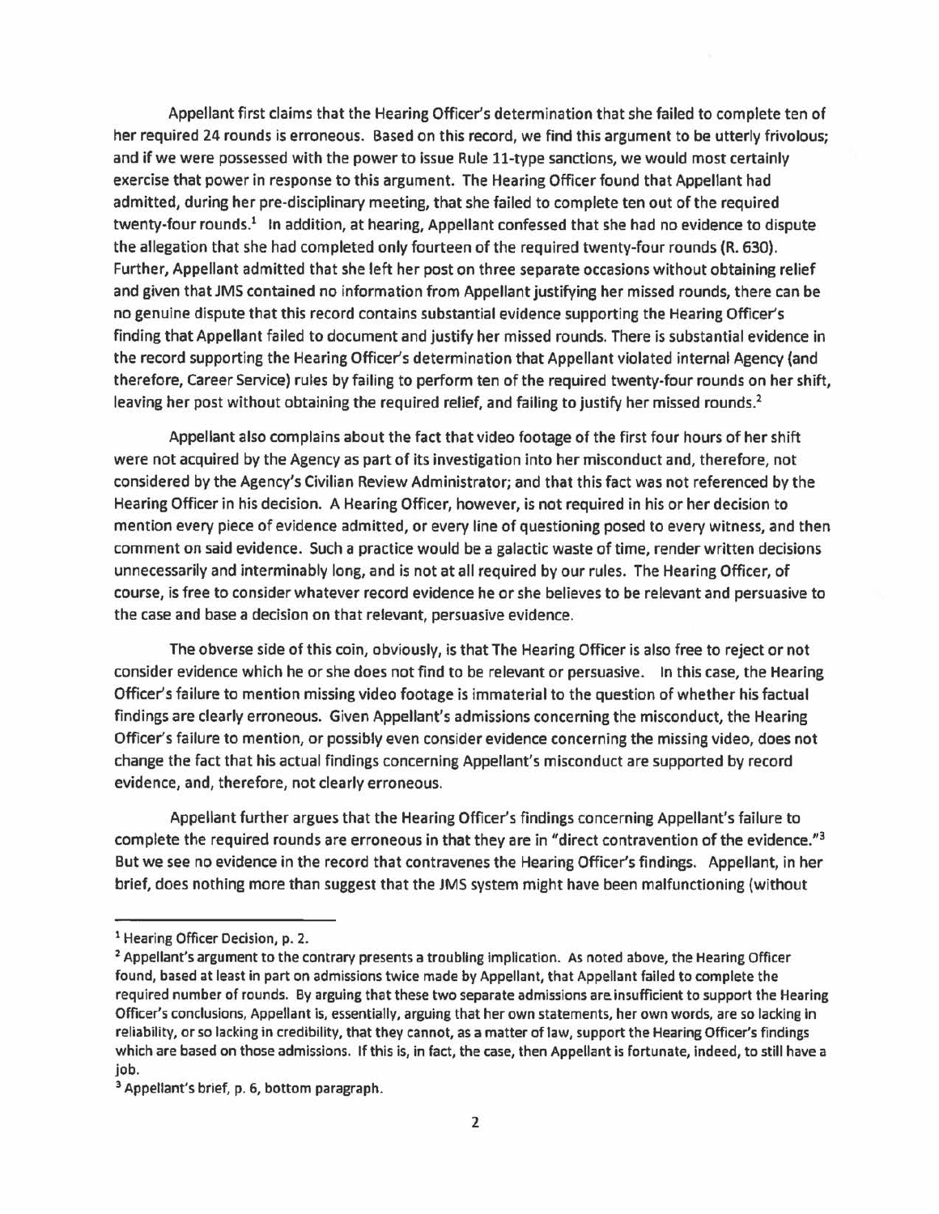Appellant first claims that the Hearing Officer's determination that she failed to complete ten of her required 24 rounds is erroneous. Based on this record, we find this argument to be utterly frivolous; and if we were possessed with the power to issue Rule 11-type sanctions, we would most certainly exercise that power in response to this argument. The Hearing Officer found that Appellant had admitted, during her pre-disciplinary meeting, that she failed to complete ten out of the required twenty-four rounds.[1] In addition, at hearing, Appellant confessed that she had no evidence to dispute the allegation that she had completed only fourteen of the required twenty-four rounds (R. 630). Further, Appellant admitted that she left her post on three separate occasions without obtaining relief and given that JMS contained no information from Appellant justifying her missed rounds, there can be no genuine dispute that this record contains substantial evidence supporting the Hearing Officer's finding that Appellant failed to document and justify her missed rounds. There is substantial evidence in the record supporting the Hearing Officer's determination that Appellant violated internal Agency (and therefore, Career Service) rules by failing to perform ten of the required twenty-four rounds on her shift, leaving her post without obtaining the required relief, and failing to justify her missed rounds.[2]

Appellant also complains about the fact that video footage of the first four hours of her shift were not acquired by the Agency as part of its investigation into her misconduct and, therefore, not considered by the Agency's Civilian Review Administrator; and that this fact was not referenced by the Hearing Officer in his decision. A Hearing Officer, however, is not required in his or her decision to mention every piece of evidence admitted, or every line of questioning posed to every witness, and then comment on said evidence. Such a practice would be a galactic waste of time, render written decisions unnecessarily and interminably long, and is not at all required by our rules. The Hearing Officer, of course, is free to consider whatever record evidence he or she believes to be relevant and persuasive to the case and base a decision on that relevant, persuasive evidence.

The obverse side of this coin, obviously, is that The Hearing Officer is also free to reject or not consider evidence which he or she does not find to be relevant or persuasive. In this case, the Hearing Officer's failure to mention missing video footage is immaterial to the question of whether his factual findings are clearly erroneous. Given Appellant's admissions concerning the misconduct, the Hearing Officer's failure to mention, or possibly even consider evidence concerning the missing video, does not change the fact that his actual findings concerning Appellant's misconduct are supported by record evidence, and, therefore, not clearly erroneous.

Appellant further argues that the Hearing Officer's findings concerning Appellant's failure to complete the required rounds are erroneous in that they are in "direct contravention of the evidence."[3] But we see no evidence in the record that contravenes the Hearing Officer's findings. Appellant, in her brief, does nothing more than suggest that the JMS system might have been malfunctioning (without

---

[1] Hearing Officer Decision, p. 2.

[2] Appellant's argument to the contrary presents a troubling implication. As noted above, the Hearing Officer found, based at least in part on admissions twice made by Appellant, that Appellant failed to complete the required number of rounds. By arguing that these two separate admissions are insufficient to support the Hearing Officer's conclusions, Appellant is, essentially, arguing that her own statements, her own words, are so lacking in reliability, or so lacking in credibility, that they cannot, as a matter of law, support the Hearing Officer's findings which are based on those admissions. If this is, in fact, the case, then Appellant is fortunate, indeed, to still have a job.

[3] Appellant's brief, p. 6, bottom paragraph.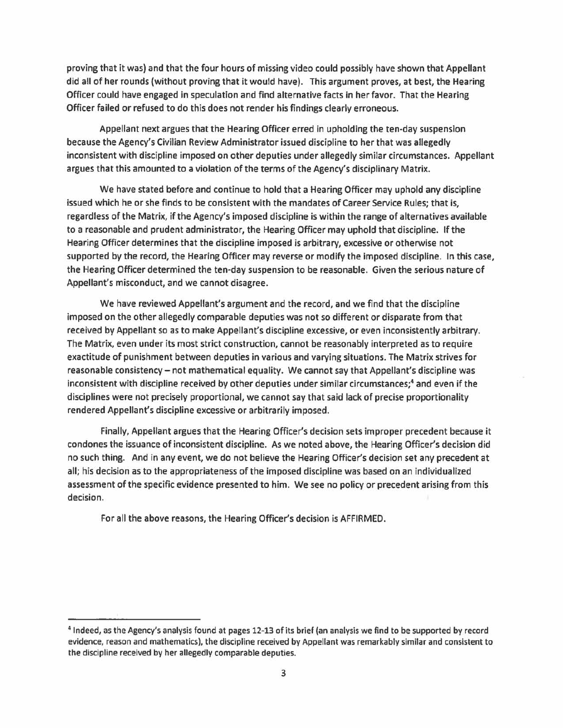proving that it was) and that the four hours of missing video could possibly have shown that Appellant did all of her rounds (without proving that it would have). This argument proves, at best, the Hearing Officer could have engaged in speculation and find alternative facts in her favor. That the Hearing Officer failed or refused to do this does not render his findings clearly erroneous.

Appellant next argues that the Hearing Officer erred in upholding the ten-day suspension because the Agency's Civilian Review Administrator issued discipline to her that was allegedly inconsistent with discipline imposed on other deputies under allegedly similar circumstances. Appellant argues that this amounted to a violation of the terms of the Agency's disciplinary Matrix.

We have stated before and continue to hold that a Hearing Officer may uphold any discipline issued which he or she finds to be consistent with the mandates of Career Service Rules; that is, regardless of the Matrix, if the Agency's imposed discipline is within the range of alternatives available to a reasonable and prudent administrator, the Hearing Officer may uphold that discipline. If the Hearing Officer determines that the discipline imposed is arbitrary, excessive or otherwise not supported by the record, the Hearing Officer may reverse or modify the imposed discipline. In this case, the Hearing Officer determined the ten-day suspension to be reasonable. Given the serious nature of Appellant's misconduct, and we cannot disagree.

We have reviewed Appellant's argument and the record, and we find that the discipline imposed on the other allegedly comparable deputies was not so different or disparate from that received by Appellant so as to make Appellant's discipline excessive, or even inconsistently arbitrary. The Matrix, even under its most strict construction, cannot be reasonably interpreted as to require exactitude of punishment between deputies in various and varying situations. The Matrix strives for reasonable consistency – not mathematical equality. We cannot say that Appellant's discipline was inconsistent with discipline received by other deputies under similar circumstances;[4] and even if the disciplines were not precisely proportional, we cannot say that said lack of precise proportionality rendered Appellant's discipline excessive or arbitrarily imposed.

Finally, Appellant argues that the Hearing Officer's decision sets improper precedent because it condones the issuance of inconsistent discipline. As we noted above, the Hearing Officer's decision did no such thing. And in any event, we do not believe the Hearing Officer's decision set any precedent at all; his decision as to the appropriateness of the imposed discipline was based on an individualized assessment of the specific evidence presented to him. We see no policy or precedent arising from this decision.

For all the above reasons, the Hearing Officer's decision is AFFIRMED.

---

[4] Indeed, as the Agency's analysis found at pages 12-13 of its brief (an analysis we find to be supported by record evidence, reason and mathematics), the discipline received by Appellant was remarkably similar and consistent to the discipline received by her allegedly comparable deputies.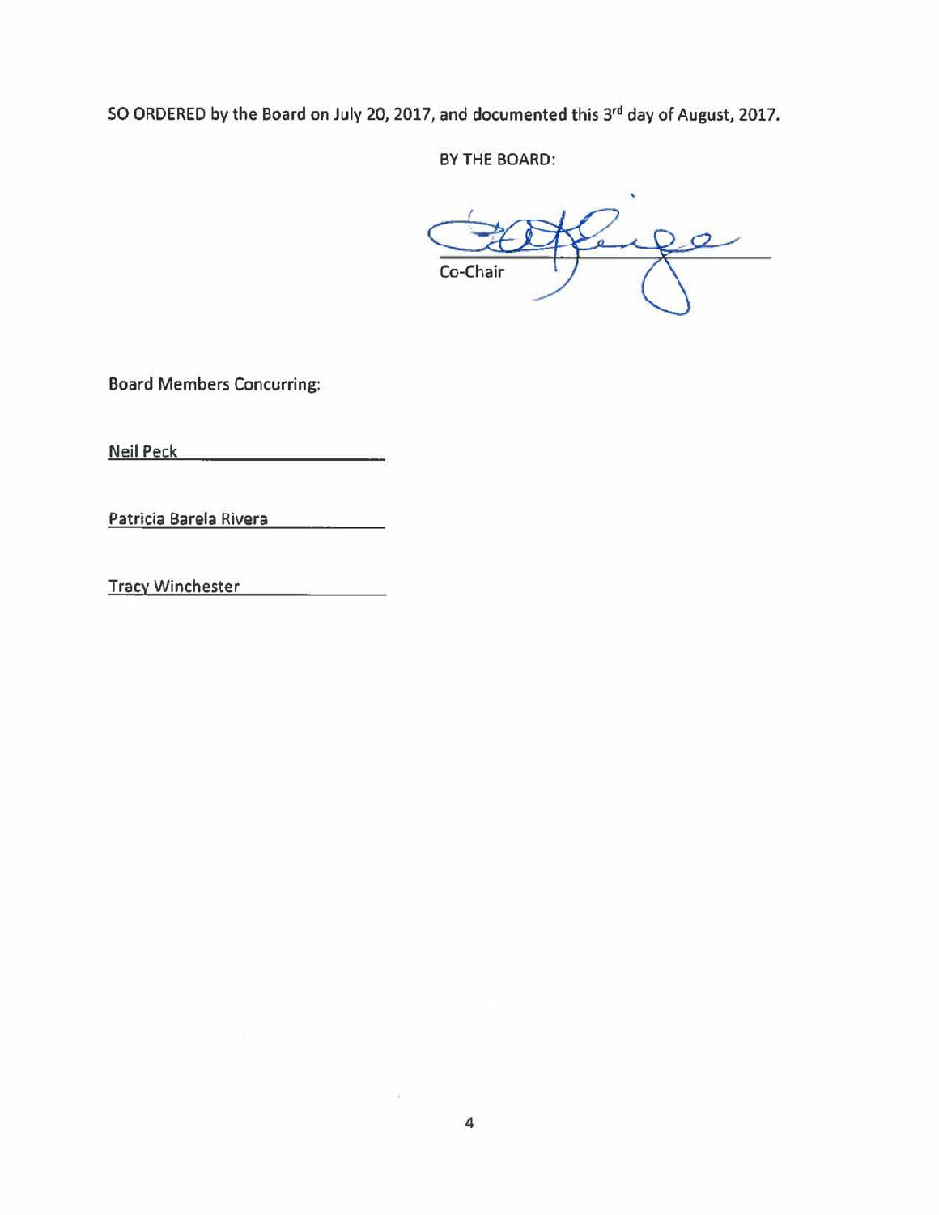SO ORDERED by the Board on July 20, 2017, and documented this 3rd day of August, 2017.

BY THE BOARD:

Co-Chair

Board Members Concurring:

Neil Peck

Patricia Barela Rivera

Tracy Winchester